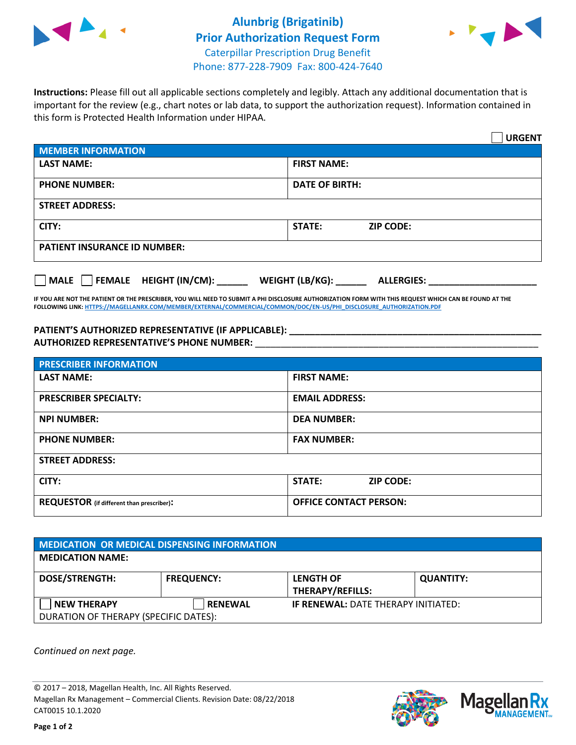# Alunbrig (Brigatinib) Prior Authorization Request Form

Caterpillar Prescription Drug Benefit
Phone: 877-228-7909 Fax: 800-424-7640

**Instructions:** Please fill out all applicable sections completely and legibly. Attach any additional documentation that is important for the review (e.g., chart notes or lab data, to support the authorization request). Information contained in this form is Protected Health Information under HIPAA.

☐ **URGENT**

| MEMBER INFORMATION | |
|---|---|
| **LAST NAME:** | **FIRST NAME:** |
| **PHONE NUMBER:** | **DATE OF BIRTH:** |
| **STREET ADDRESS:** | |
| **CITY:** | **STATE:** **ZIP CODE:** |
| **PATIENT INSURANCE ID NUMBER:** | |

☐ **MALE** ☐ **FEMALE** **HEIGHT (IN/CM):** ______ **WEIGHT (LB/KG):** ______ **ALLERGIES:** ____________________

**IF YOU ARE NOT THE PATIENT OR THE PRESCRIBER, YOU WILL NEED TO SUBMIT A PHI DISCLOSURE AUTHORIZATION FORM WITH THIS REQUEST WHICH CAN BE FOUND AT THE FOLLOWING LINK: HTTPS://MAGELLANRX.COM/MEMBER/EXTERNAL/COMMERCIAL/COMMON/DOC/EN-US/PHI_DISCLOSURE_AUTHORIZATION.PDF**

**PATIENT'S AUTHORIZED REPRESENTATIVE (IF APPLICABLE):** ____________________________________________
**AUTHORIZED REPRESENTATIVE'S PHONE NUMBER:** ____________________________________________

| PRESCRIBER INFORMATION | |
|---|---|
| **LAST NAME:** | **FIRST NAME:** |
| **PRESCRIBER SPECIALTY:** | **EMAIL ADDRESS:** |
| **NPI NUMBER:** | **DEA NUMBER:** |
| **PHONE NUMBER:** | **FAX NUMBER:** |
| **STREET ADDRESS:** | |
| **CITY:** | **STATE:** **ZIP CODE:** |
| **REQUESTOR** (if different than prescriber)**:** | **OFFICE CONTACT PERSON:** |

| MEDICATION OR MEDICAL DISPENSING INFORMATION | | | |
|---|---|---|---|
| **MEDICATION NAME:** | | | |
| **DOSE/STRENGTH:** | **FREQUENCY:** | **LENGTH OF THERAPY/REFILLS:** | **QUANTITY:** |
| ☐ **NEW THERAPY** | ☐ **RENEWAL** | **IF RENEWAL:** DATE THERAPY INITIATED: | |
| DURATION OF THERAPY (SPECIFIC DATES): | | | |

*Continued on next page.*

© 2017 – 2018, Magellan Health, Inc. All Rights Reserved.
Magellan Rx Management – Commercial Clients. Revision Date: 08/22/2018
CAT0015 10.1.2020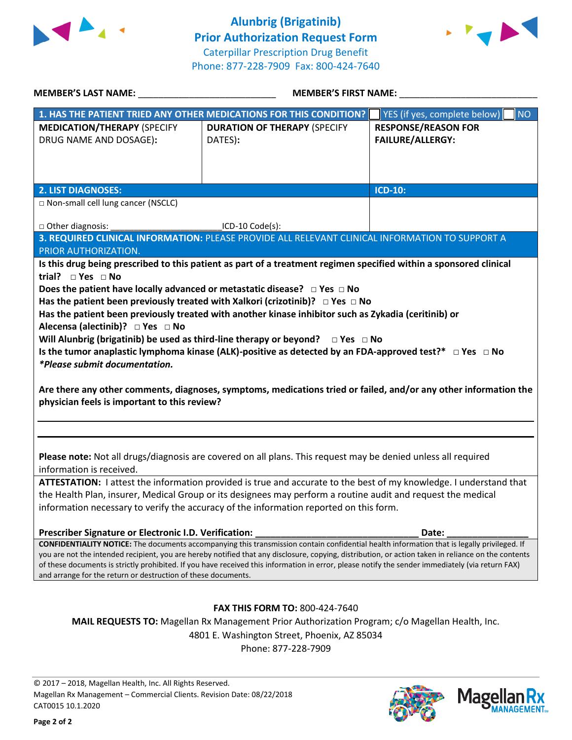# Alunbrig (Brigatinib) Prior Authorization Request Form

Caterpillar Prescription Drug Benefit
Phone: 877-228-7909 Fax: 800-424-7640

**MEMBER'S LAST NAME:** ___________________________ **MEMBER'S FIRST NAME:** ___________________________

| **1. HAS THE PATIENT TRIED ANY OTHER MEDICATIONS FOR THIS CONDITION?** | | ☐ YES (if yes, complete below) ☐ NO |
|---|---|---|
| **MEDICATION/THERAPY** (SPECIFY DRUG NAME AND DOSAGE): | **DURATION OF THERAPY** (SPECIFY DATES): | **RESPONSE/REASON FOR FAILURE/ALLERGY:** |
| | | |

| **2. LIST DIAGNOSES:** | **ICD-10:** |
|---|---|
| □ Non-small cell lung cancer (NSCLC)<br><br>□ Other diagnosis: ______________________ICD-10 Code(s): | |

**3. REQUIRED CLINICAL INFORMATION:** PLEASE PROVIDE ALL RELEVANT CLINICAL INFORMATION TO SUPPORT A PRIOR AUTHORIZATION.

**Is this drug being prescribed to this patient as part of a treatment regimen specified within a sponsored clinical trial?** □ **Yes** □ **No**

**Does the patient have locally advanced or metastatic disease?** □ **Yes** □ **No**

**Has the patient been previously treated with Xalkori (crizotinib)?** □ **Yes** □ **No**

**Has the patient been previously treated with another kinase inhibitor such as Zykadia (ceritinib) or Alecensa (alectinib)?** □ **Yes** □ **No**

**Will Alunbrig (brigatinib) be used as third-line therapy or beyond?** □ **Yes** □ **No**

**Is the tumor anaplastic lymphoma kinase (ALK)-positive as detected by an FDA-approved test?*** □ **Yes** □ **No**

***Please submit documentation.***

**Are there any other comments, diagnoses, symptoms, medications tried or failed, and/or any other information the physician feels is important to this review?**

______________________________________________________________________________

______________________________________________________________________________

**Please note:** Not all drugs/diagnosis are covered on all plans. This request may be denied unless all required information is received.

**ATTESTATION:** I attest the information provided is true and accurate to the best of my knowledge. I understand that the Health Plan, insurer, Medical Group or its designees may perform a routine audit and request the medical information necessary to verify the accuracy of the information reported on this form.

**Prescriber Signature or Electronic I.D. Verification:** ________________________________ **Date:** _______________

**CONFIDENTIALITY NOTICE:** The documents accompanying this transmission contain confidential health information that is legally privileged. If you are not the intended recipient, you are hereby notified that any disclosure, copying, distribution, or action taken in reliance on the contents of these documents is strictly prohibited. If you have received this information in error, please notify the sender immediately (via return FAX) and arrange for the return or destruction of these documents.

**FAX THIS FORM TO:** 800-424-7640

**MAIL REQUESTS TO:** Magellan Rx Management Prior Authorization Program; c/o Magellan Health, Inc.
4801 E. Washington Street, Phoenix, AZ 85034
Phone: 877-228-7909

© 2017 – 2018, Magellan Health, Inc. All Rights Reserved.
Magellan Rx Management – Commercial Clients. Revision Date: 08/22/2018
CAT0015 10.1.2020